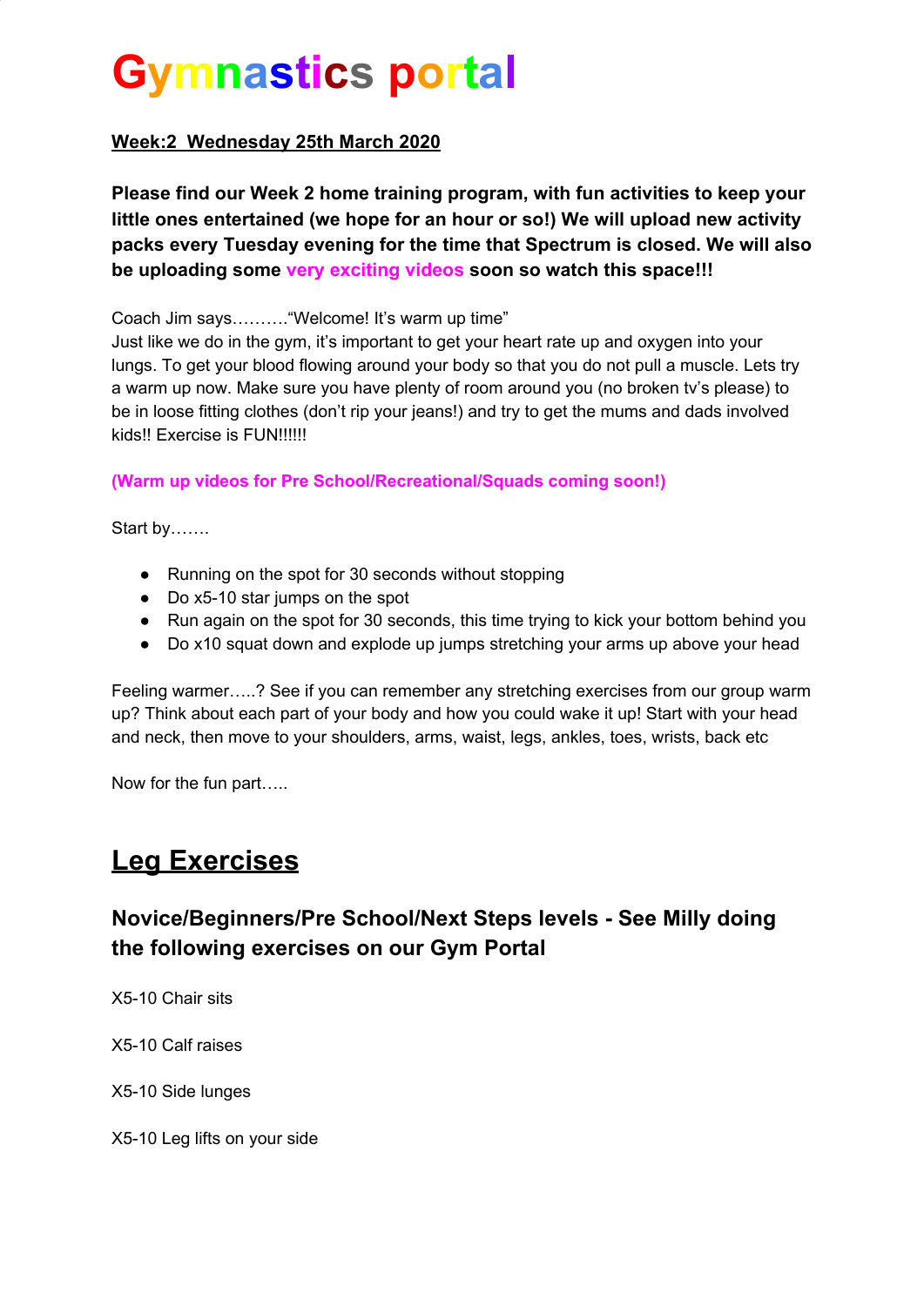# Gymnastics portal

**Week:2  Wednesday 25th March 2020**

**Please find our Week 2 home training program, with fun activities to keep your little ones entertained (we hope for an hour or so!) We will upload new activity packs every Tuesday evening for the time that Spectrum is closed. We will also be uploading some very exciting videos soon so watch this space!!!**

Coach Jim says……….“Welcome! It’s warm up time”
Just like we do in the gym, it’s important to get your heart rate up and oxygen into your lungs. To get your blood flowing around your body so that you do not pull a muscle. Lets try a warm up now. Make sure you have plenty of room around you (no broken tv’s please) to be in loose fitting clothes (don’t rip your jeans!) and try to get the mums and dads involved kids!! Exercise is FUN!!!!!!

**(Warm up videos for Pre School/Recreational/Squads coming soon!)**

Start by…….

- Running on the spot for 30 seconds without stopping
- Do x5-10 star jumps on the spot
- Run again on the spot for 30 seconds, this time trying to kick your bottom behind you
- Do x10 squat down and explode up jumps stretching your arms up above your head

Feeling warmer…..? See if you can remember any stretching exercises from our group warm up? Think about each part of your body and how you could wake it up! Start with your head and neck, then move to your shoulders, arms, waist, legs, ankles, toes, wrists, back etc

Now for the fun part…..

## Leg Exercises

### Novice/Beginners/Pre School/Next Steps levels - See Milly doing the following exercises on our Gym Portal

X5-10 Chair sits

X5-10 Calf raises

X5-10 Side lunges

X5-10 Leg lifts on your side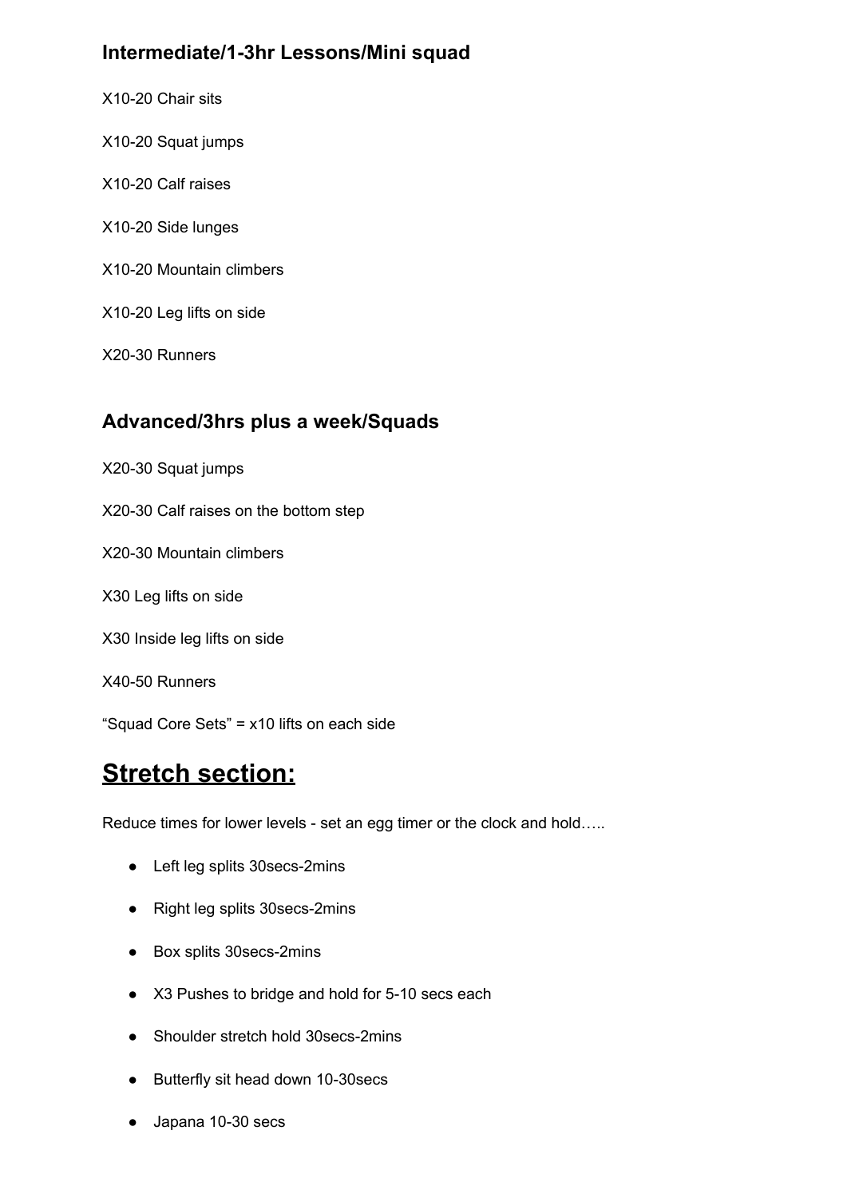### Intermediate/1-3hr Lessons/Mini squad

X10-20 Chair sits

X10-20 Squat jumps

X10-20 Calf raises

X10-20 Side lunges

X10-20 Mountain climbers

X10-20 Leg lifts on side

X20-30 Runners

### Advanced/3hrs plus a week/Squads

X20-30 Squat jumps

X20-30 Calf raises on the bottom step

X20-30 Mountain climbers

X30 Leg lifts on side

X30 Inside leg lifts on side

X40-50 Runners

"Squad Core Sets" = x10 lifts on each side

# <u>Stretch section:</u>

Reduce times for lower levels - set an egg timer or the clock and hold…..

- Left leg splits 30secs-2mins
- Right leg splits 30secs-2mins
- Box splits 30secs-2mins
- X3 Pushes to bridge and hold for 5-10 secs each
- Shoulder stretch hold 30secs-2mins
- Butterfly sit head down 10-30secs
- Japana 10-30 secs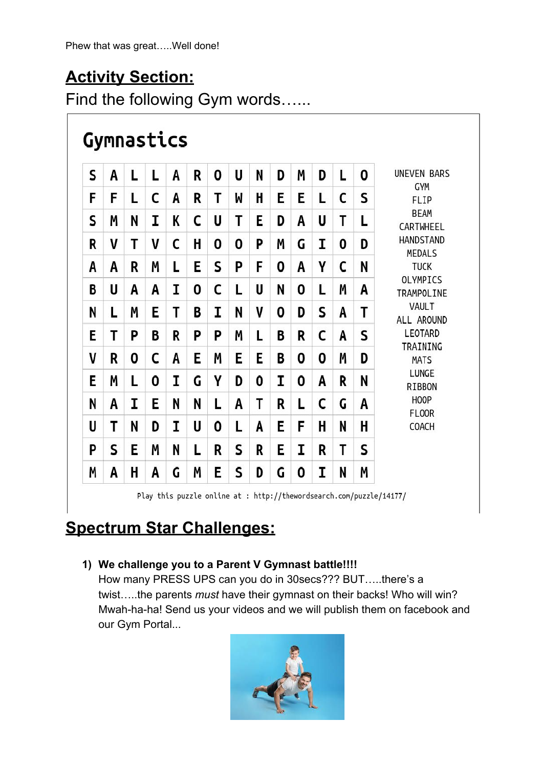Phew that was great…..Well done!

## Activity Section:

Find the following Gym words…...

### Gymnastics

| | | | | | | | | | | | | | |
|---|---|---|---|---|---|---|---|---|---|---|---|---|---|
| S | A | L | L | A | R | O | U | N | D | M | D | L | O |
| F | F | L | C | A | R | T | W | H | E | E | L | C | S |
| S | M | N | I | K | C | U | T | E | D | A | U | T | L |
| R | V | T | V | C | H | O | O | P | M | G | I | O | D |
| A | A | R | M | L | E | S | P | F | O | A | Y | C | N |
| B | U | A | A | I | O | C | L | U | N | O | L | M | A |
| N | L | M | E | T | B | I | N | V | O | D | S | A | T |
| E | T | P | B | R | P | P | M | L | B | R | C | A | S |
| V | R | O | C | A | E | M | E | E | B | O | O | M | D |
| E | M | L | O | I | G | Y | D | O | I | O | A | R | N |
| N | A | I | E | N | N | L | A | T | R | L | C | G | A |
| U | T | N | D | I | U | O | L | A | E | F | H | N | H |
| P | S | E | M | N | L | R | S | R | E | I | R | T | S |
| M | A | H | A | G | M | E | S | D | G | O | I | N | M |

UNEVEN BARS
GYM
FLIP
BEAM
CARTWHEEL
HANDSTAND
MEDALS
TUCK
OLYMPICS
TRAMPOLINE
VAULT
ALL AROUND
LEOTARD
TRAINING
MATS
LUNGE
RIBBON
HOOP
FLOOR
COACH

Play this puzzle online at : http://thewordsearch.com/puzzle/14177/

## Spectrum Star Challenges:

1) **We challenge you to a Parent V Gymnast battle!!!!**
   How many PRESS UPS can you do in 30secs??? BUT…..there's a twist…..the parents *must* have their gymnast on their backs! Who will win? Mwah-ha-ha! Send us your videos and we will publish them on facebook and our Gym Portal...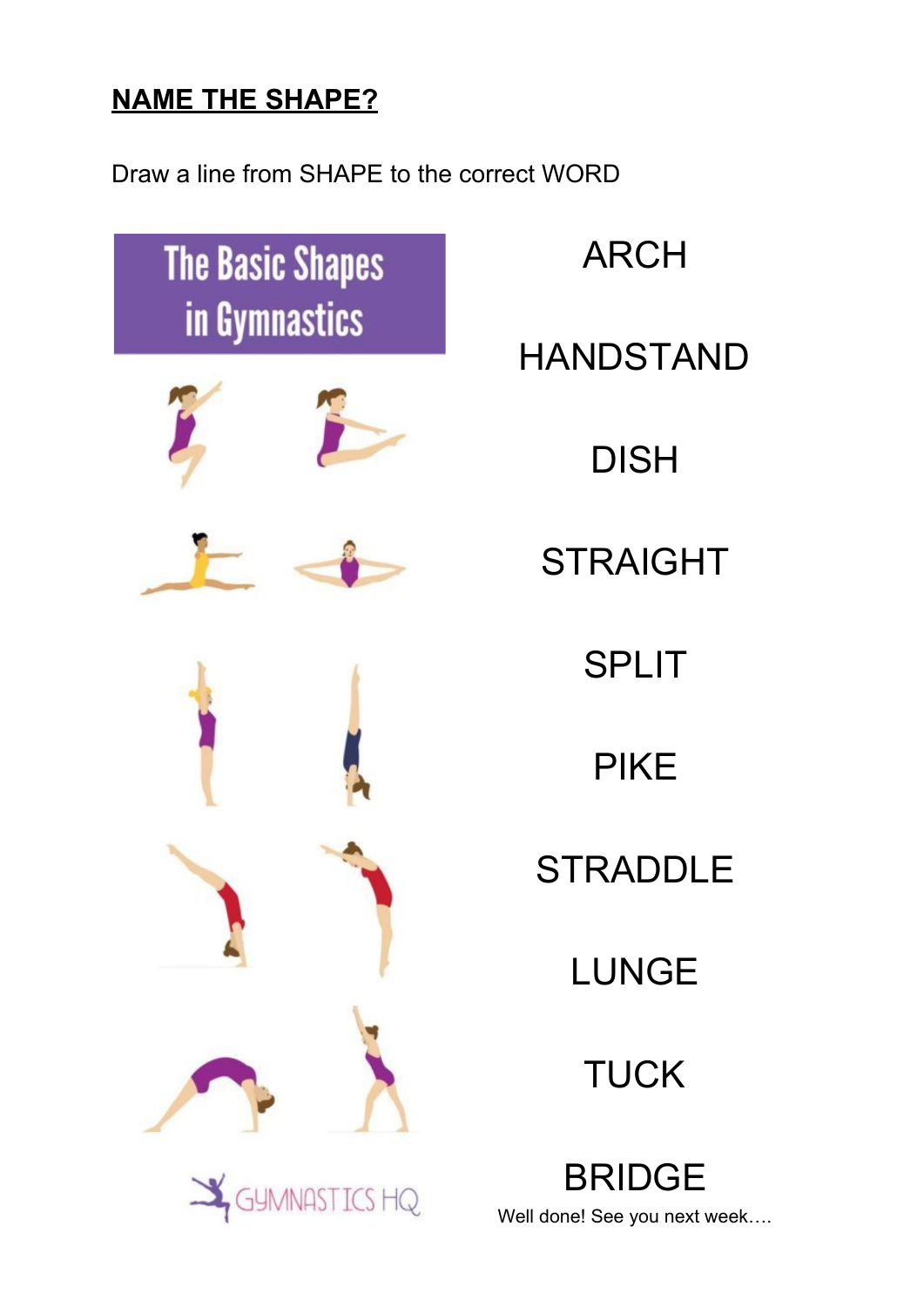## NAME THE SHAPE?

Draw a line from SHAPE to the correct WORD

The Basic Shapes in Gymnastics

GYMNASTICS HQ

ARCH

HANDSTAND

DISH

STRAIGHT

SPLIT

PIKE

STRADDLE

LUNGE

TUCK

BRIDGE

Well done! See you next week….